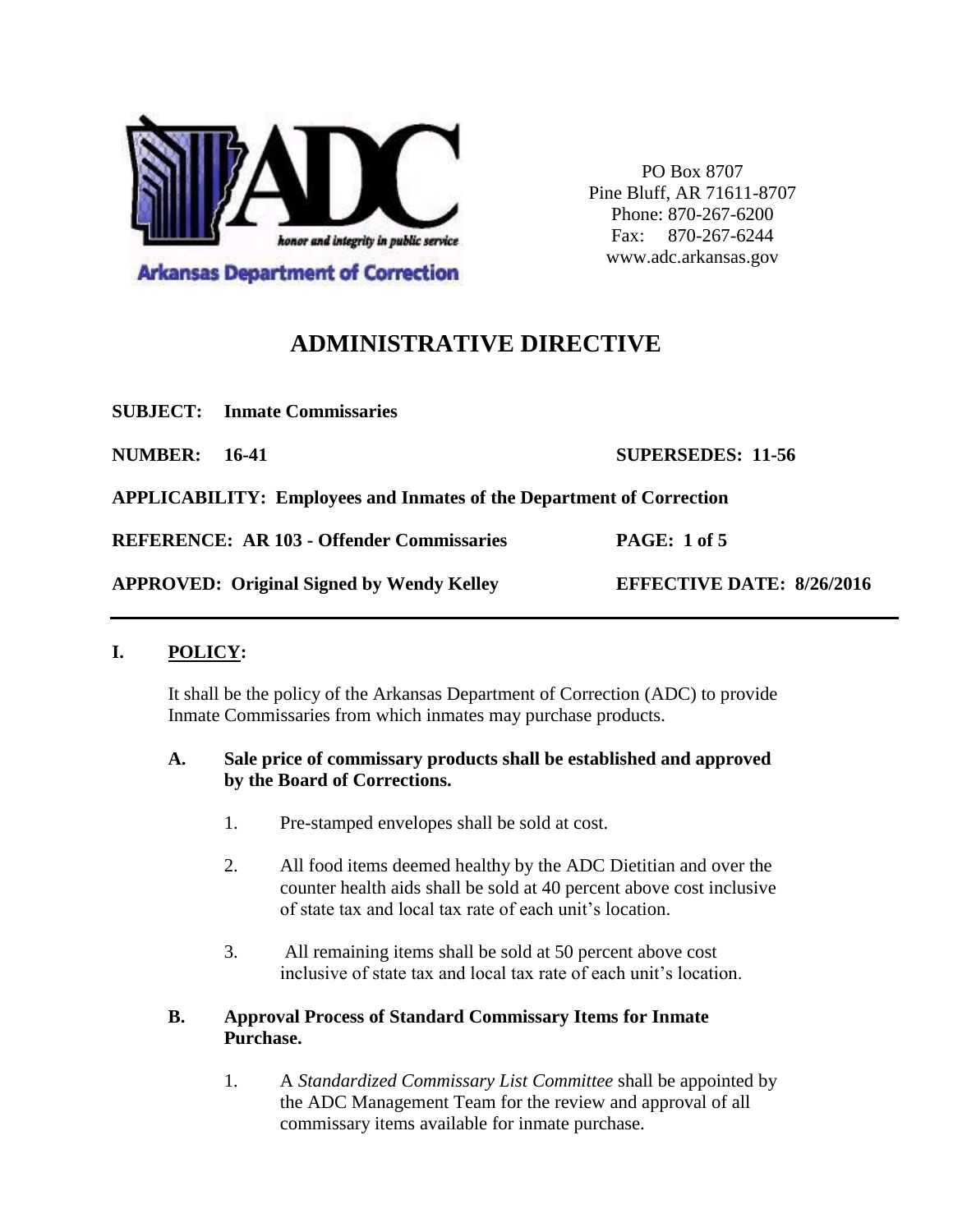Arkansas Department of Correction

PO Box 8707
Pine Bluff, AR 71611-8707
Phone: 870-267-6200
Fax: 870-267-6244
www.adc.arkansas.gov

# ADMINISTRATIVE DIRECTIVE

**SUBJECT: Inmate Commissaries**

**NUMBER: 16-41** **SUPERSEDES: 11-56**

**APPLICABILITY: Employees and Inmates of the Department of Correction**

**REFERENCE: AR 103 - Offender Commissaries**

**APPROVED: Original Signed by Wendy Kelley** **EFFECTIVE DATE: 8/26/2016**

---

## I. POLICY:

It shall be the policy of the Arkansas Department of Correction (ADC) to provide Inmate Commissaries from which inmates may purchase products.

### A. Sale price of commissary products shall be established and approved by the Board of Corrections.

1. Pre-stamped envelopes shall be sold at cost.
2. All food items deemed healthy by the ADC Dietitian and over the counter health aids shall be sold at 40 percent above cost inclusive of state tax and local tax rate of each unit's location.
3. All remaining items shall be sold at 50 percent above cost inclusive of state tax and local tax rate of each unit's location.

### B. Approval Process of Standard Commissary Items for Inmate Purchase.

1. A *Standardized Commissary List Committee* shall be appointed by the ADC Management Team for the review and approval of all commissary items available for inmate purchase.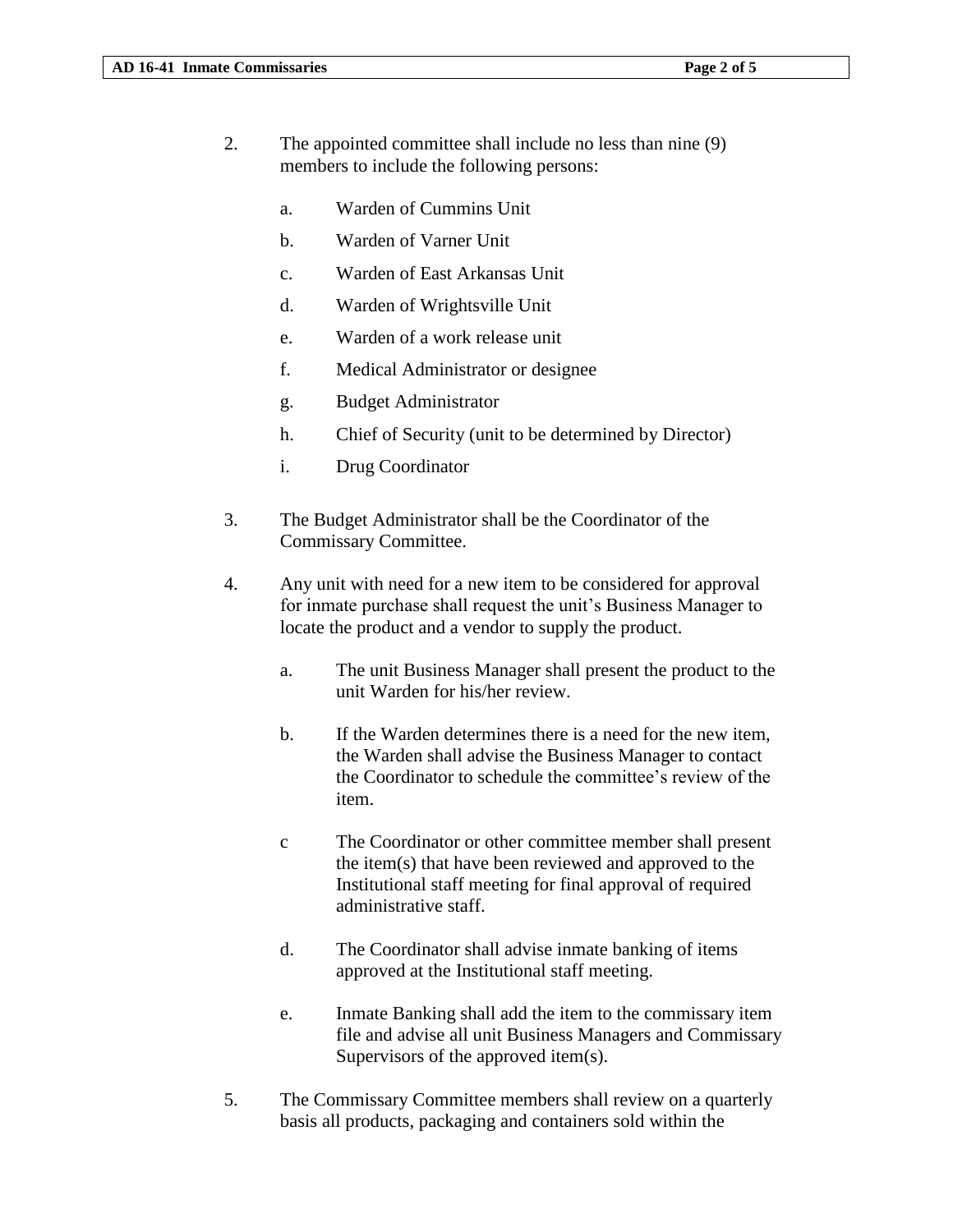2. The appointed committee shall include no less than nine (9) members to include the following persons:

    a. Warden of Cummins Unit

    b. Warden of Varner Unit

    c. Warden of East Arkansas Unit

    d. Warden of Wrightsville Unit

    e. Warden of a work release unit

    f. Medical Administrator or designee

    g. Budget Administrator

    h. Chief of Security (unit to be determined by Director)

    i. Drug Coordinator

3. The Budget Administrator shall be the Coordinator of the Commissary Committee.

4. Any unit with need for a new item to be considered for approval for inmate purchase shall request the unit's Business Manager to locate the product and a vendor to supply the product.

    a. The unit Business Manager shall present the product to the unit Warden for his/her review.

    b. If the Warden determines there is a need for the new item, the Warden shall advise the Business Manager to contact the Coordinator to schedule the committee's review of the item.

    c The Coordinator or other committee member shall present the item(s) that have been reviewed and approved to the Institutional staff meeting for final approval of required administrative staff.

    d. The Coordinator shall advise inmate banking of items approved at the Institutional staff meeting.

    e. Inmate Banking shall add the item to the commissary item file and advise all unit Business Managers and Commissary Supervisors of the approved item(s).

5. The Commissary Committee members shall review on a quarterly basis all products, packaging and containers sold within the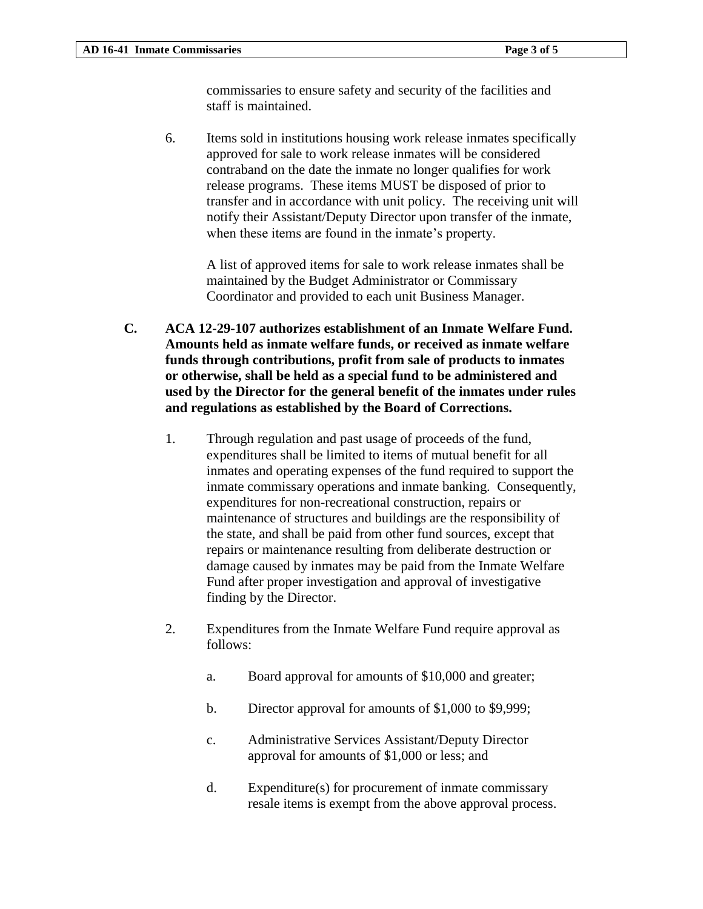commissaries to ensure safety and security of the facilities and staff is maintained.

6. Items sold in institutions housing work release inmates specifically approved for sale to work release inmates will be considered contraband on the date the inmate no longer qualifies for work release programs. These items MUST be disposed of prior to transfer and in accordance with unit policy. The receiving unit will notify their Assistant/Deputy Director upon transfer of the inmate, when these items are found in the inmate's property.

   A list of approved items for sale to work release inmates shall be maintained by the Budget Administrator or Commissary Coordinator and provided to each unit Business Manager.

**C. ACA 12-29-107 authorizes establishment of an Inmate Welfare Fund. Amounts held as inmate welfare funds, or received as inmate welfare funds through contributions, profit from sale of products to inmates or otherwise, shall be held as a special fund to be administered and used by the Director for the general benefit of the inmates under rules and regulations as established by the Board of Corrections.**

1. Through regulation and past usage of proceeds of the fund, expenditures shall be limited to items of mutual benefit for all inmates and operating expenses of the fund required to support the inmate commissary operations and inmate banking. Consequently, expenditures for non-recreational construction, repairs or maintenance of structures and buildings are the responsibility of the state, and shall be paid from other fund sources, except that repairs or maintenance resulting from deliberate destruction or damage caused by inmates may be paid from the Inmate Welfare Fund after proper investigation and approval of investigative finding by the Director.

2. Expenditures from the Inmate Welfare Fund require approval as follows:

   a. Board approval for amounts of $10,000 and greater;

   b. Director approval for amounts of $1,000 to $9,999;

   c. Administrative Services Assistant/Deputy Director approval for amounts of $1,000 or less; and

   d. Expenditure(s) for procurement of inmate commissary resale items is exempt from the above approval process.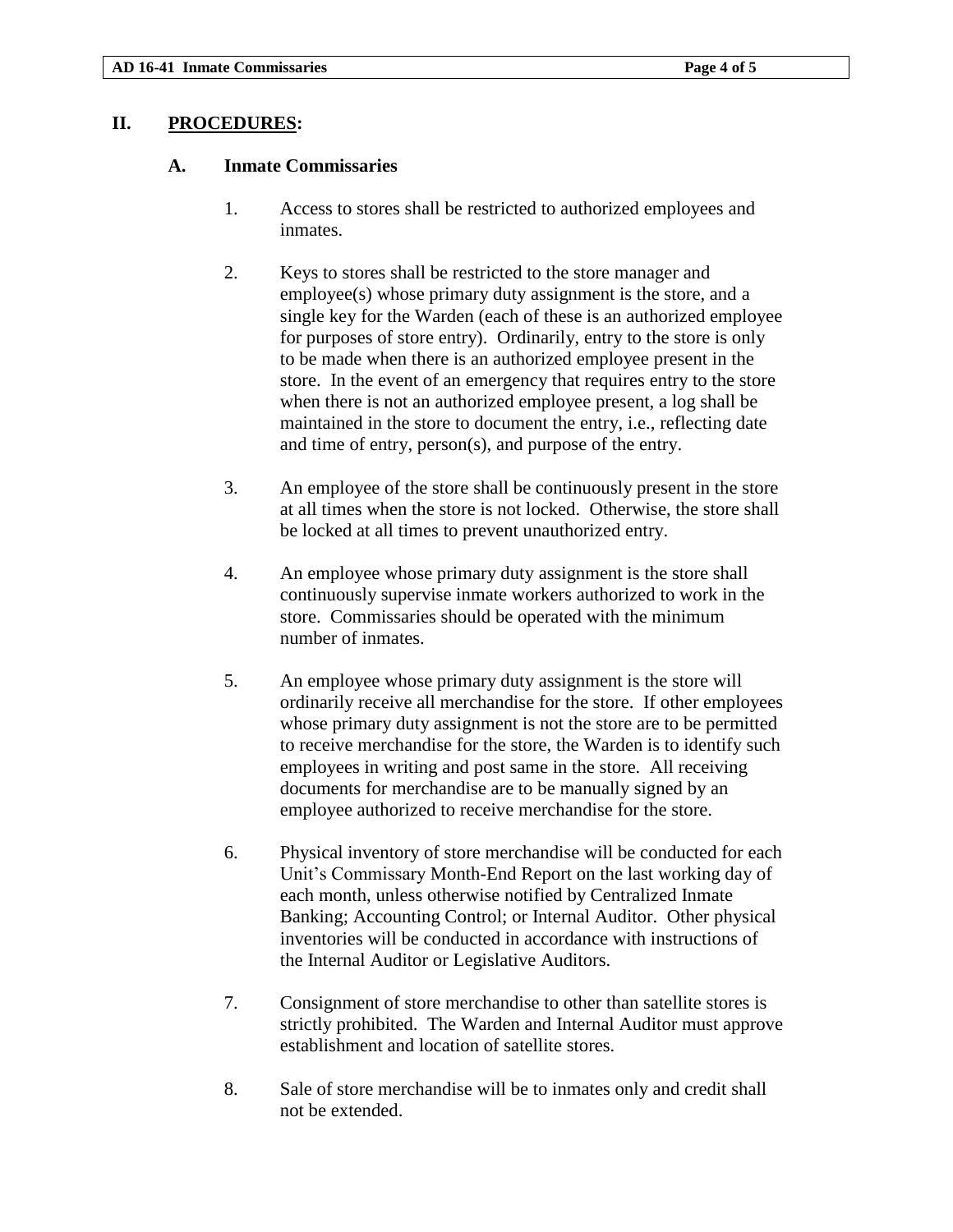## II. PROCEDURES:

### A. Inmate Commissaries

1. Access to stores shall be restricted to authorized employees and inmates.

2. Keys to stores shall be restricted to the store manager and employee(s) whose primary duty assignment is the store, and a single key for the Warden (each of these is an authorized employee for purposes of store entry). Ordinarily, entry to the store is only to be made when there is an authorized employee present in the store. In the event of an emergency that requires entry to the store when there is not an authorized employee present, a log shall be maintained in the store to document the entry, i.e., reflecting date and time of entry, person(s), and purpose of the entry.

3. An employee of the store shall be continuously present in the store at all times when the store is not locked. Otherwise, the store shall be locked at all times to prevent unauthorized entry.

4. An employee whose primary duty assignment is the store shall continuously supervise inmate workers authorized to work in the store. Commissaries should be operated with the minimum number of inmates.

5. An employee whose primary duty assignment is the store will ordinarily receive all merchandise for the store. If other employees whose primary duty assignment is not the store are to be permitted to receive merchandise for the store, the Warden is to identify such employees in writing and post same in the store. All receiving documents for merchandise are to be manually signed by an employee authorized to receive merchandise for the store.

6. Physical inventory of store merchandise will be conducted for each Unit's Commissary Month-End Report on the last working day of each month, unless otherwise notified by Centralized Inmate Banking; Accounting Control; or Internal Auditor. Other physical inventories will be conducted in accordance with instructions of the Internal Auditor or Legislative Auditors.

7. Consignment of store merchandise to other than satellite stores is strictly prohibited. The Warden and Internal Auditor must approve establishment and location of satellite stores.

8. Sale of store merchandise will be to inmates only and credit shall not be extended.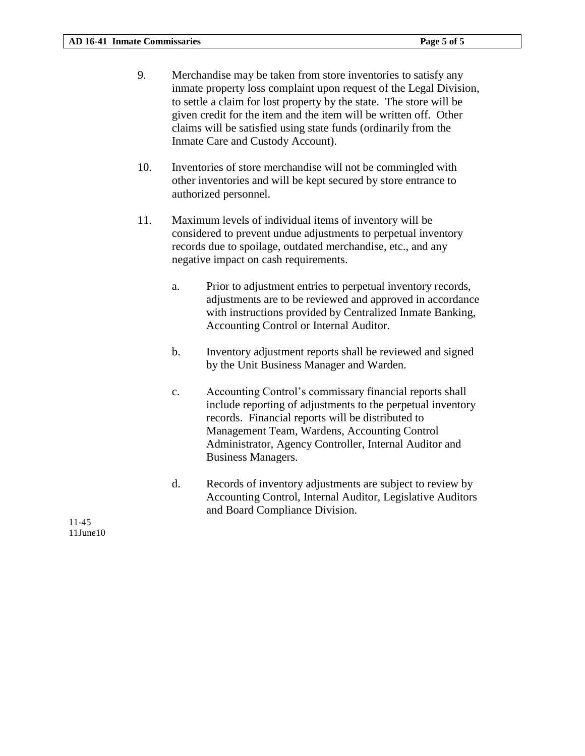9. Merchandise may be taken from store inventories to satisfy any inmate property loss complaint upon request of the Legal Division, to settle a claim for lost property by the state. The store will be given credit for the item and the item will be written off. Other claims will be satisfied using state funds (ordinarily from the Inmate Care and Custody Account).

10. Inventories of store merchandise will not be commingled with other inventories and will be kept secured by store entrance to authorized personnel.

11. Maximum levels of individual items of inventory will be considered to prevent undue adjustments to perpetual inventory records due to spoilage, outdated merchandise, etc., and any negative impact on cash requirements.

    a. Prior to adjustment entries to perpetual inventory records, adjustments are to be reviewed and approved in accordance with instructions provided by Centralized Inmate Banking, Accounting Control or Internal Auditor.

    b. Inventory adjustment reports shall be reviewed and signed by the Unit Business Manager and Warden.

    c. Accounting Control's commissary financial reports shall include reporting of adjustments to the perpetual inventory records. Financial reports will be distributed to Management Team, Wardens, Accounting Control Administrator, Agency Controller, Internal Auditor and Business Managers.

    d. Records of inventory adjustments are subject to review by Accounting Control, Internal Auditor, Legislative Auditors and Board Compliance Division.

11-45
11June10